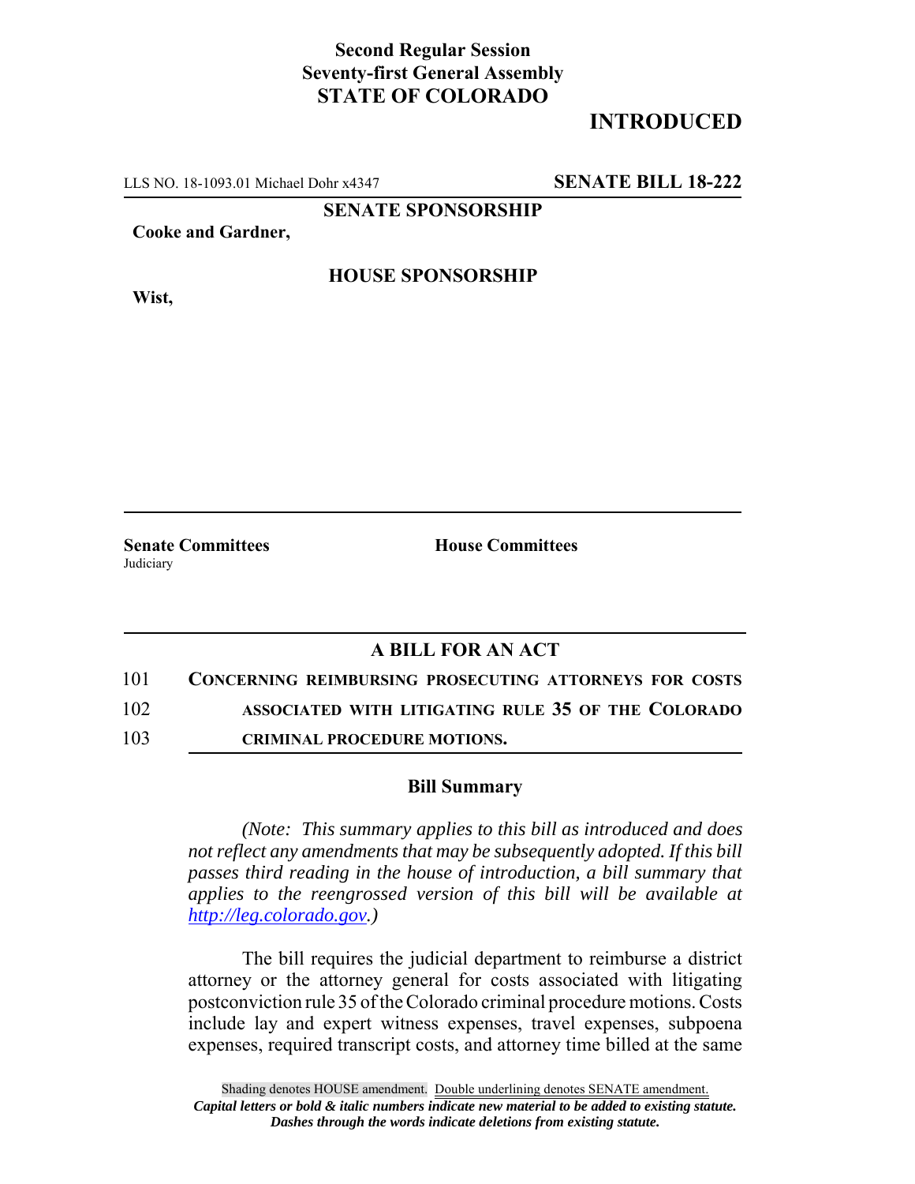**Second Regular Session**
**Seventy-first General Assembly**
**STATE OF COLORADO**

# INTRODUCED

LLS NO. 18-1093.01 Michael Dohr x4347 **SENATE BILL 18-222**

**SENATE SPONSORSHIP**

**Cooke and Gardner,**

**HOUSE SPONSORSHIP**

**Wist,**

**Senate Committees**
Judiciary

**House Committees**

## A BILL FOR AN ACT

101 **CONCERNING REIMBURSING PROSECUTING ATTORNEYS FOR COSTS**
102 **ASSOCIATED WITH LITIGATING RULE 35 OF THE COLORADO**
103 **CRIMINAL PROCEDURE MOTIONS.**

### Bill Summary

*(Note: This summary applies to this bill as introduced and does not reflect any amendments that may be subsequently adopted. If this bill passes third reading in the house of introduction, a bill summary that applies to the reengrossed version of this bill will be available at http://leg.colorado.gov.)*

The bill requires the judicial department to reimburse a district attorney or the attorney general for costs associated with litigating postconviction rule 35 of the Colorado criminal procedure motions. Costs include lay and expert witness expenses, travel expenses, subpoena expenses, required transcript costs, and attorney time billed at the same

Shading denotes HOUSE amendment. Double underlining denotes SENATE amendment.
*Capital letters or bold & italic numbers indicate new material to be added to existing statute.*
*Dashes through the words indicate deletions from existing statute.*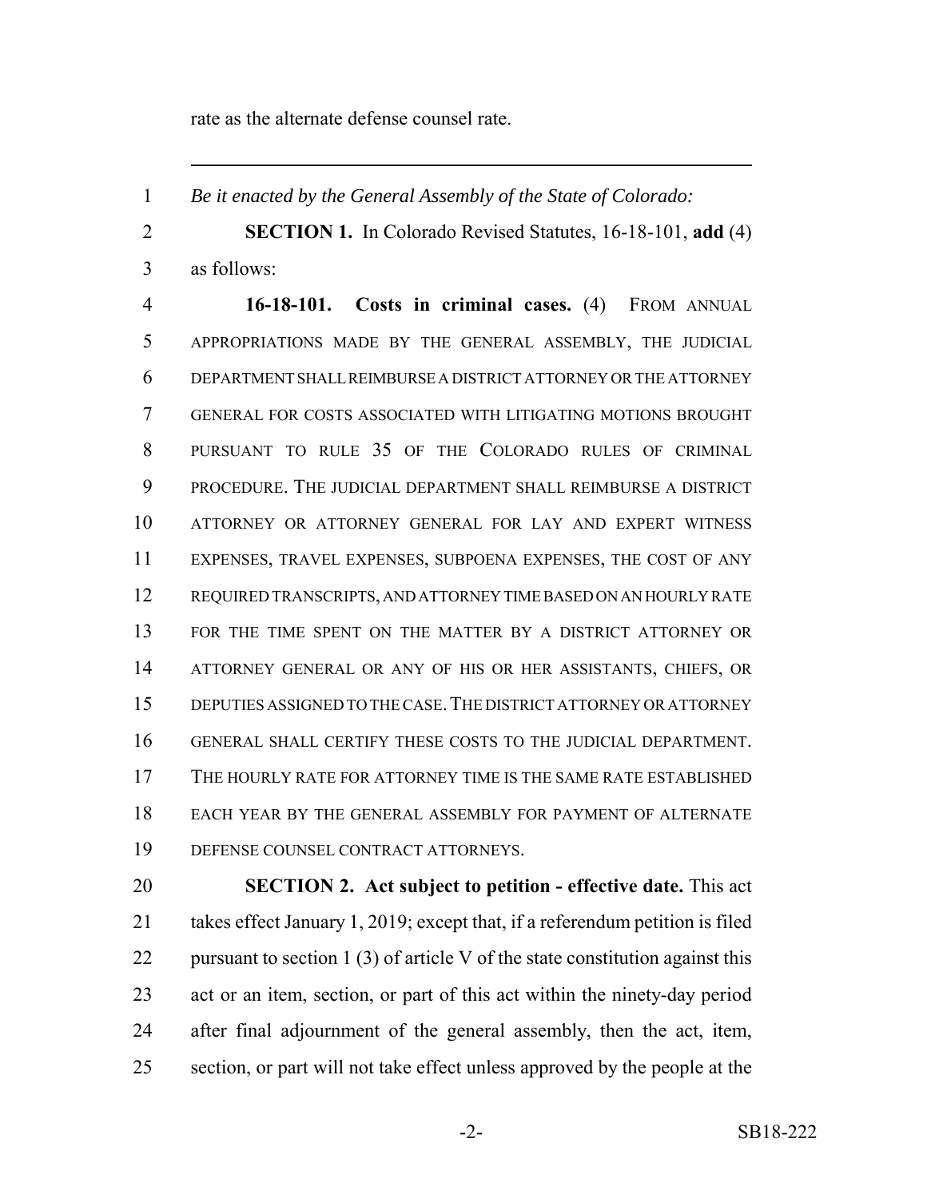rate as the alternate defense counsel rate.

---

*Be it enacted by the General Assembly of the State of Colorado:*

**SECTION 1.** In Colorado Revised Statutes, 16-18-101, **add** (4) as follows:

**16-18-101. Costs in criminal cases.** (4) FROM ANNUAL APPROPRIATIONS MADE BY THE GENERAL ASSEMBLY, THE JUDICIAL DEPARTMENT SHALL REIMBURSE A DISTRICT ATTORNEY OR THE ATTORNEY GENERAL FOR COSTS ASSOCIATED WITH LITIGATING MOTIONS BROUGHT PURSUANT TO RULE 35 OF THE COLORADO RULES OF CRIMINAL PROCEDURE. THE JUDICIAL DEPARTMENT SHALL REIMBURSE A DISTRICT ATTORNEY OR ATTORNEY GENERAL FOR LAY AND EXPERT WITNESS EXPENSES, TRAVEL EXPENSES, SUBPOENA EXPENSES, THE COST OF ANY REQUIRED TRANSCRIPTS, AND ATTORNEY TIME BASED ON AN HOURLY RATE FOR THE TIME SPENT ON THE MATTER BY A DISTRICT ATTORNEY OR ATTORNEY GENERAL OR ANY OF HIS OR HER ASSISTANTS, CHIEFS, OR DEPUTIES ASSIGNED TO THE CASE. THE DISTRICT ATTORNEY OR ATTORNEY GENERAL SHALL CERTIFY THESE COSTS TO THE JUDICIAL DEPARTMENT. THE HOURLY RATE FOR ATTORNEY TIME IS THE SAME RATE ESTABLISHED EACH YEAR BY THE GENERAL ASSEMBLY FOR PAYMENT OF ALTERNATE DEFENSE COUNSEL CONTRACT ATTORNEYS.

**SECTION 2. Act subject to petition - effective date.** This act takes effect January 1, 2019; except that, if a referendum petition is filed pursuant to section 1 (3) of article V of the state constitution against this act or an item, section, or part of this act within the ninety-day period after final adjournment of the general assembly, then the act, item, section, or part will not take effect unless approved by the people at the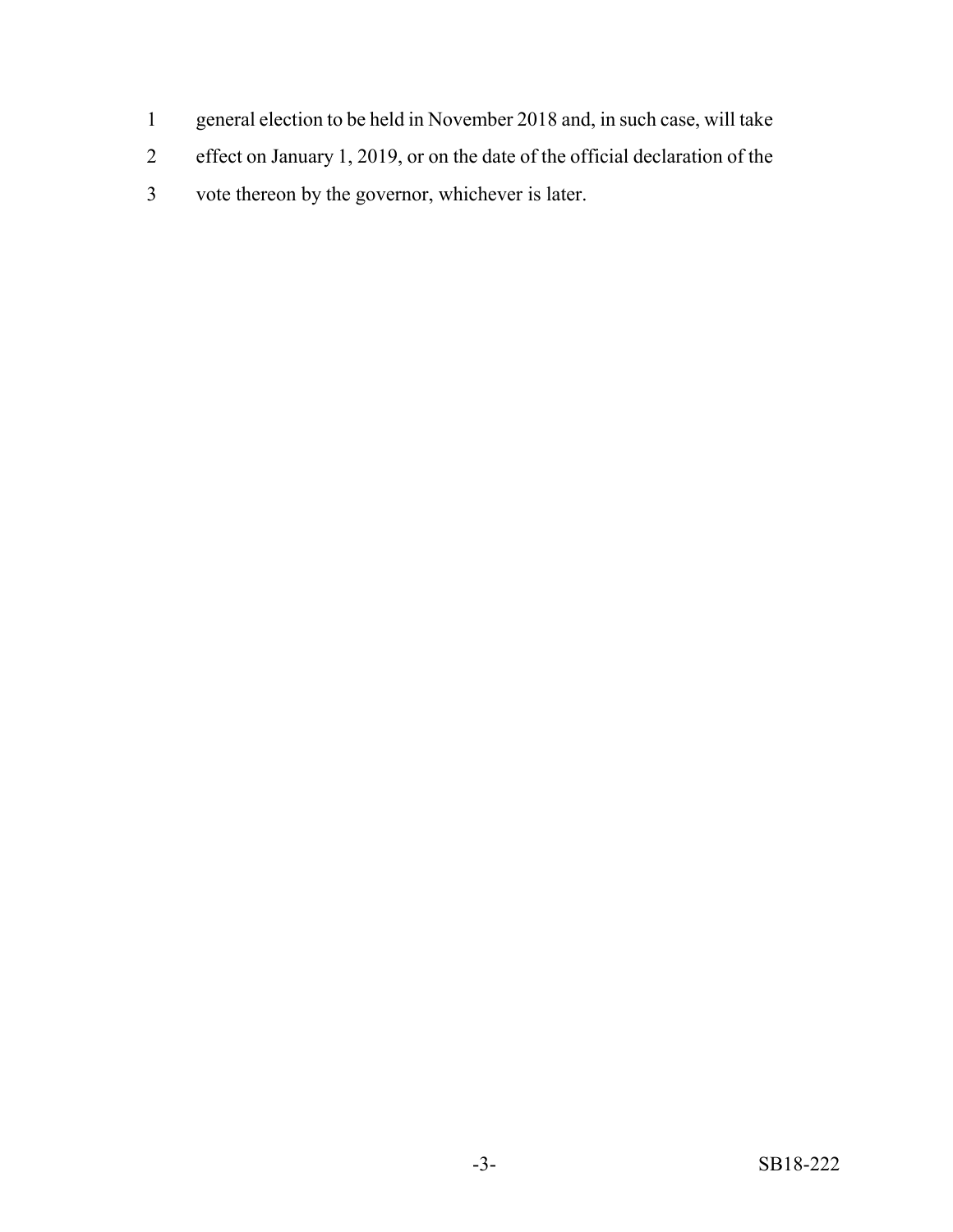general election to be held in November 2018 and, in such case, will take effect on January 1, 2019, or on the date of the official declaration of the vote thereon by the governor, whichever is later.